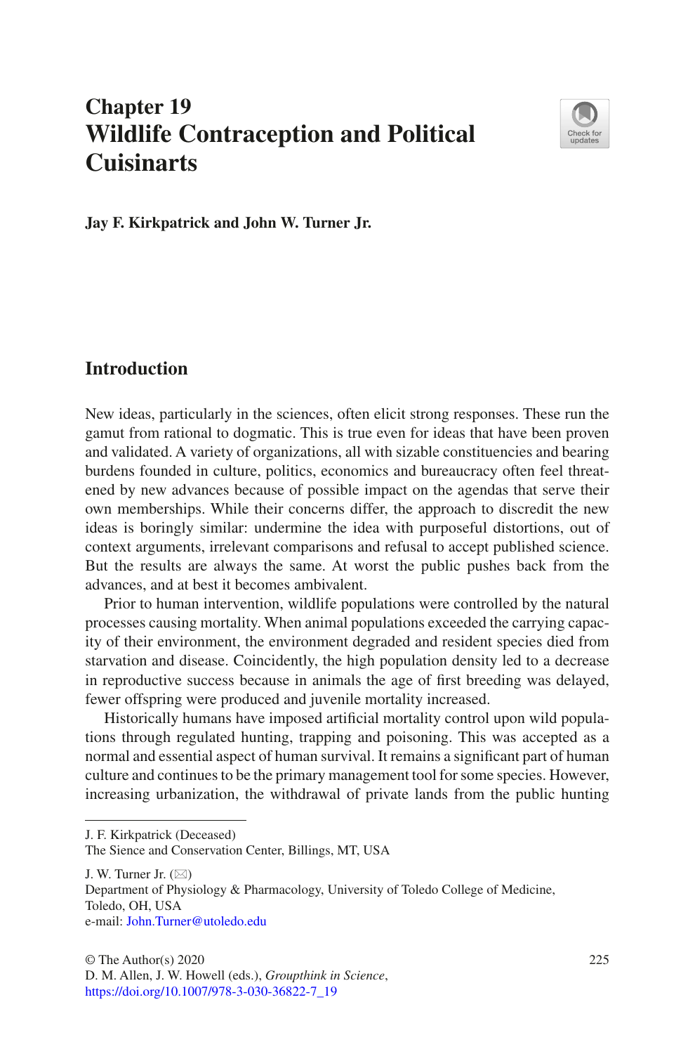# Chapter 19
# Wildlife Contraception and Political Cuisinarts

**Jay F. Kirkpatrick and John W. Turner Jr.**

## Introduction

New ideas, particularly in the sciences, often elicit strong responses. These run the gamut from rational to dogmatic. This is true even for ideas that have been proven and validated. A variety of organizations, all with sizable constituencies and bearing burdens founded in culture, politics, economics and bureaucracy often feel threatened by new advances because of possible impact on the agendas that serve their own memberships. While their concerns differ, the approach to discredit the new ideas is boringly similar: undermine the idea with purposeful distortions, out of context arguments, irrelevant comparisons and refusal to accept published science. But the results are always the same. At worst the public pushes back from the advances, and at best it becomes ambivalent.

Prior to human intervention, wildlife populations were controlled by the natural processes causing mortality. When animal populations exceeded the carrying capacity of their environment, the environment degraded and resident species died from starvation and disease. Coincidently, the high population density led to a decrease in reproductive success because in animals the age of first breeding was delayed, fewer offspring were produced and juvenile mortality increased.

Historically humans have imposed artificial mortality control upon wild populations through regulated hunting, trapping and poisoning. This was accepted as a normal and essential aspect of human survival. It remains a significant part of human culture and continues to be the primary management tool for some species. However, increasing urbanization, the withdrawal of private lands from the public hunting

---

J. F. Kirkpatrick (Deceased)
The Sience and Conservation Center, Billings, MT, USA

J. W. Turner Jr. (✉)
Department of Physiology & Pharmacology, University of Toledo College of Medicine, Toledo, OH, USA
e-mail: John.Turner@utoledo.edu

© The Author(s) 2020
D. M. Allen, J. W. Howell (eds.), *Groupthink in Science*,
https://doi.org/10.1007/978-3-030-36822-7_19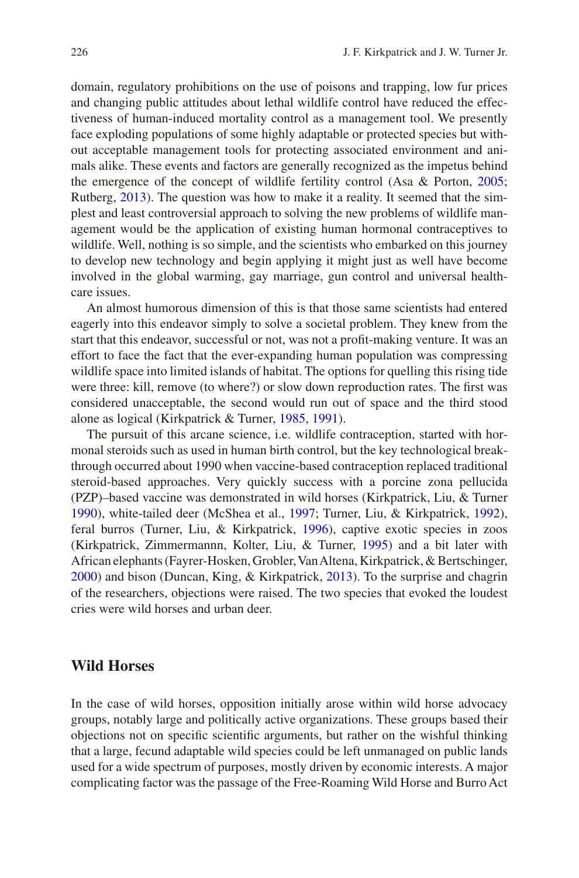domain, regulatory prohibitions on the use of poisons and trapping, low fur prices and changing public attitudes about lethal wildlife control have reduced the effectiveness of human-induced mortality control as a management tool. We presently face exploding populations of some highly adaptable or protected species but without acceptable management tools for protecting associated environment and animals alike. These events and factors are generally recognized as the impetus behind the emergence of the concept of wildlife fertility control (Asa & Porton, 2005; Rutberg, 2013). The question was how to make it a reality. It seemed that the simplest and least controversial approach to solving the new problems of wildlife management would be the application of existing human hormonal contraceptives to wildlife. Well, nothing is so simple, and the scientists who embarked on this journey to develop new technology and begin applying it might just as well have become involved in the global warming, gay marriage, gun control and universal healthcare issues.

An almost humorous dimension of this is that those same scientists had entered eagerly into this endeavor simply to solve a societal problem. They knew from the start that this endeavor, successful or not, was not a profit-making venture. It was an effort to face the fact that the ever-expanding human population was compressing wildlife space into limited islands of habitat. The options for quelling this rising tide were three: kill, remove (to where?) or slow down reproduction rates. The first was considered unacceptable, the second would run out of space and the third stood alone as logical (Kirkpatrick & Turner, 1985, 1991).

The pursuit of this arcane science, i.e. wildlife contraception, started with hormonal steroids such as used in human birth control, but the key technological breakthrough occurred about 1990 when vaccine-based contraception replaced traditional steroid-based approaches. Very quickly success with a porcine zona pellucida (PZP)–based vaccine was demonstrated in wild horses (Kirkpatrick, Liu, & Turner 1990), white-tailed deer (McShea et al., 1997; Turner, Liu, & Kirkpatrick, 1992), feral burros (Turner, Liu, & Kirkpatrick, 1996), captive exotic species in zoos (Kirkpatrick, Zimmermannn, Kolter, Liu, & Turner, 1995) and a bit later with African elephants (Fayrer-Hosken, Grobler, Van Altena, Kirkpatrick, & Bertschinger, 2000) and bison (Duncan, King, & Kirkpatrick, 2013). To the surprise and chagrin of the researchers, objections were raised. The two species that evoked the loudest cries were wild horses and urban deer.

## Wild Horses

In the case of wild horses, opposition initially arose within wild horse advocacy groups, notably large and politically active organizations. These groups based their objections not on specific scientific arguments, but rather on the wishful thinking that a large, fecund adaptable wild species could be left unmanaged on public lands used for a wide spectrum of purposes, mostly driven by economic interests. A major complicating factor was the passage of the Free-Roaming Wild Horse and Burro Act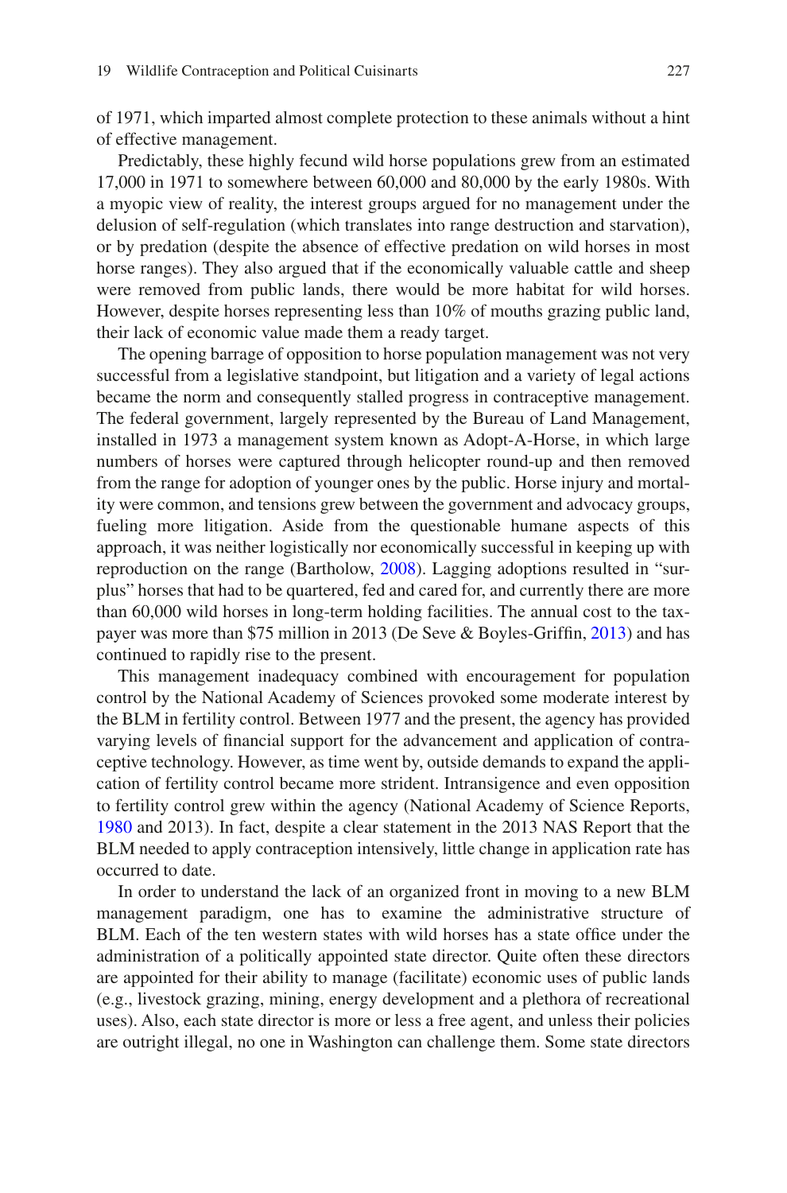of 1971, which imparted almost complete protection to these animals without a hint of effective management.

Predictably, these highly fecund wild horse populations grew from an estimated 17,000 in 1971 to somewhere between 60,000 and 80,000 by the early 1980s. With a myopic view of reality, the interest groups argued for no management under the delusion of self-regulation (which translates into range destruction and starvation), or by predation (despite the absence of effective predation on wild horses in most horse ranges). They also argued that if the economically valuable cattle and sheep were removed from public lands, there would be more habitat for wild horses. However, despite horses representing less than 10% of mouths grazing public land, their lack of economic value made them a ready target.

The opening barrage of opposition to horse population management was not very successful from a legislative standpoint, but litigation and a variety of legal actions became the norm and consequently stalled progress in contraceptive management. The federal government, largely represented by the Bureau of Land Management, installed in 1973 a management system known as Adopt-A-Horse, in which large numbers of horses were captured through helicopter round-up and then removed from the range for adoption of younger ones by the public. Horse injury and mortality were common, and tensions grew between the government and advocacy groups, fueling more litigation. Aside from the questionable humane aspects of this approach, it was neither logistically nor economically successful in keeping up with reproduction on the range (Bartholow, 2008). Lagging adoptions resulted in "surplus" horses that had to be quartered, fed and cared for, and currently there are more than 60,000 wild horses in long-term holding facilities. The annual cost to the taxpayer was more than $75 million in 2013 (De Seve & Boyles-Griffin, 2013) and has continued to rapidly rise to the present.

This management inadequacy combined with encouragement for population control by the National Academy of Sciences provoked some moderate interest by the BLM in fertility control. Between 1977 and the present, the agency has provided varying levels of financial support for the advancement and application of contraceptive technology. However, as time went by, outside demands to expand the application of fertility control became more strident. Intransigence and even opposition to fertility control grew within the agency (National Academy of Science Reports, 1980 and 2013). In fact, despite a clear statement in the 2013 NAS Report that the BLM needed to apply contraception intensively, little change in application rate has occurred to date.

In order to understand the lack of an organized front in moving to a new BLM management paradigm, one has to examine the administrative structure of BLM. Each of the ten western states with wild horses has a state office under the administration of a politically appointed state director. Quite often these directors are appointed for their ability to manage (facilitate) economic uses of public lands (e.g., livestock grazing, mining, energy development and a plethora of recreational uses). Also, each state director is more or less a free agent, and unless their policies are outright illegal, no one in Washington can challenge them. Some state directors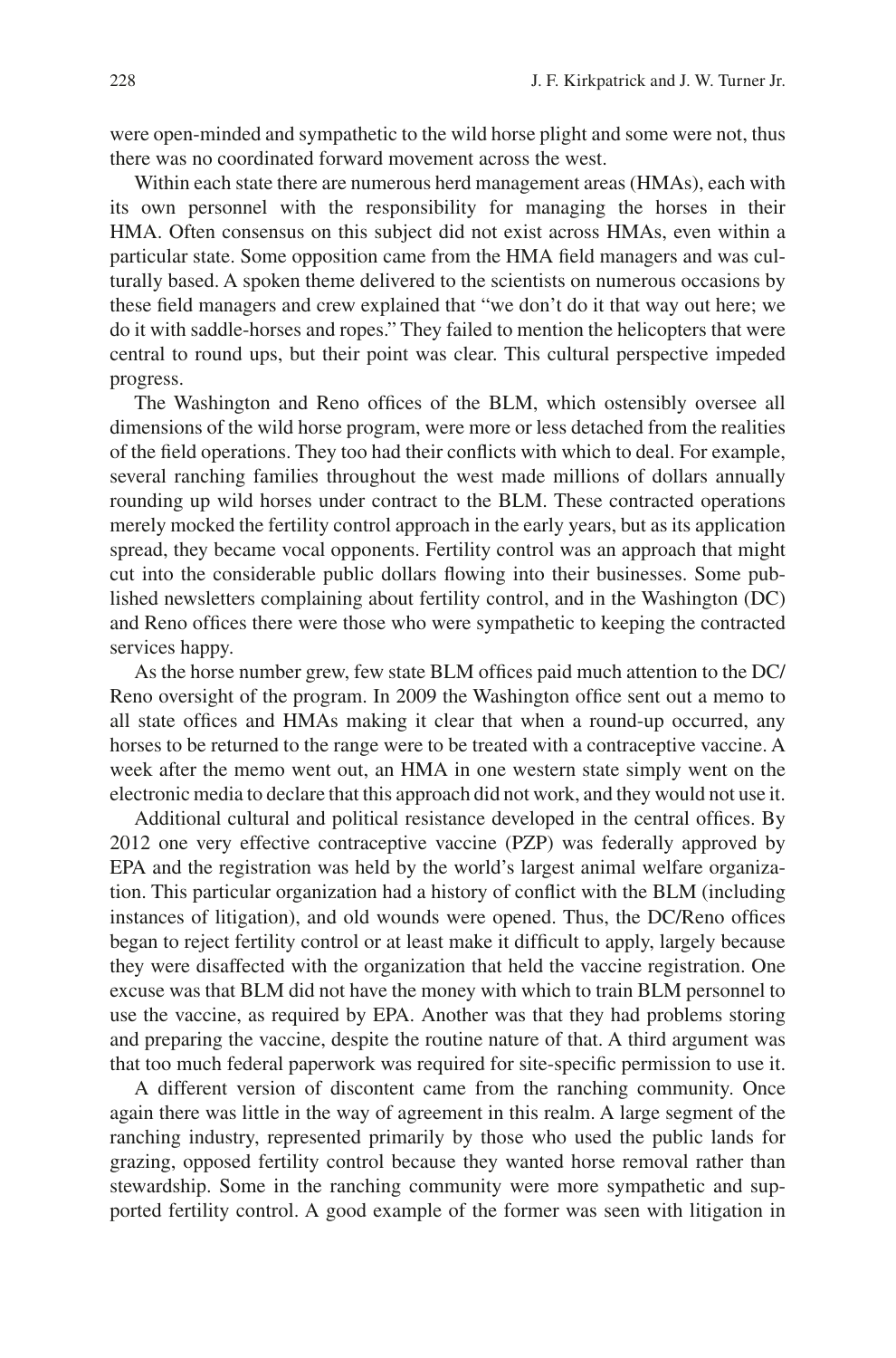were open-minded and sympathetic to the wild horse plight and some were not, thus there was no coordinated forward movement across the west.

Within each state there are numerous herd management areas (HMAs), each with its own personnel with the responsibility for managing the horses in their HMA. Often consensus on this subject did not exist across HMAs, even within a particular state. Some opposition came from the HMA field managers and was culturally based. A spoken theme delivered to the scientists on numerous occasions by these field managers and crew explained that "we don't do it that way out here; we do it with saddle-horses and ropes." They failed to mention the helicopters that were central to round ups, but their point was clear. This cultural perspective impeded progress.

The Washington and Reno offices of the BLM, which ostensibly oversee all dimensions of the wild horse program, were more or less detached from the realities of the field operations. They too had their conflicts with which to deal. For example, several ranching families throughout the west made millions of dollars annually rounding up wild horses under contract to the BLM. These contracted operations merely mocked the fertility control approach in the early years, but as its application spread, they became vocal opponents. Fertility control was an approach that might cut into the considerable public dollars flowing into their businesses. Some published newsletters complaining about fertility control, and in the Washington (DC) and Reno offices there were those who were sympathetic to keeping the contracted services happy.

As the horse number grew, few state BLM offices paid much attention to the DC/Reno oversight of the program. In 2009 the Washington office sent out a memo to all state offices and HMAs making it clear that when a round-up occurred, any horses to be returned to the range were to be treated with a contraceptive vaccine. A week after the memo went out, an HMA in one western state simply went on the electronic media to declare that this approach did not work, and they would not use it.

Additional cultural and political resistance developed in the central offices. By 2012 one very effective contraceptive vaccine (PZP) was federally approved by EPA and the registration was held by the world's largest animal welfare organization. This particular organization had a history of conflict with the BLM (including instances of litigation), and old wounds were opened. Thus, the DC/Reno offices began to reject fertility control or at least make it difficult to apply, largely because they were disaffected with the organization that held the vaccine registration. One excuse was that BLM did not have the money with which to train BLM personnel to use the vaccine, as required by EPA. Another was that they had problems storing and preparing the vaccine, despite the routine nature of that. A third argument was that too much federal paperwork was required for site-specific permission to use it.

A different version of discontent came from the ranching community. Once again there was little in the way of agreement in this realm. A large segment of the ranching industry, represented primarily by those who used the public lands for grazing, opposed fertility control because they wanted horse removal rather than stewardship. Some in the ranching community were more sympathetic and supported fertility control. A good example of the former was seen with litigation in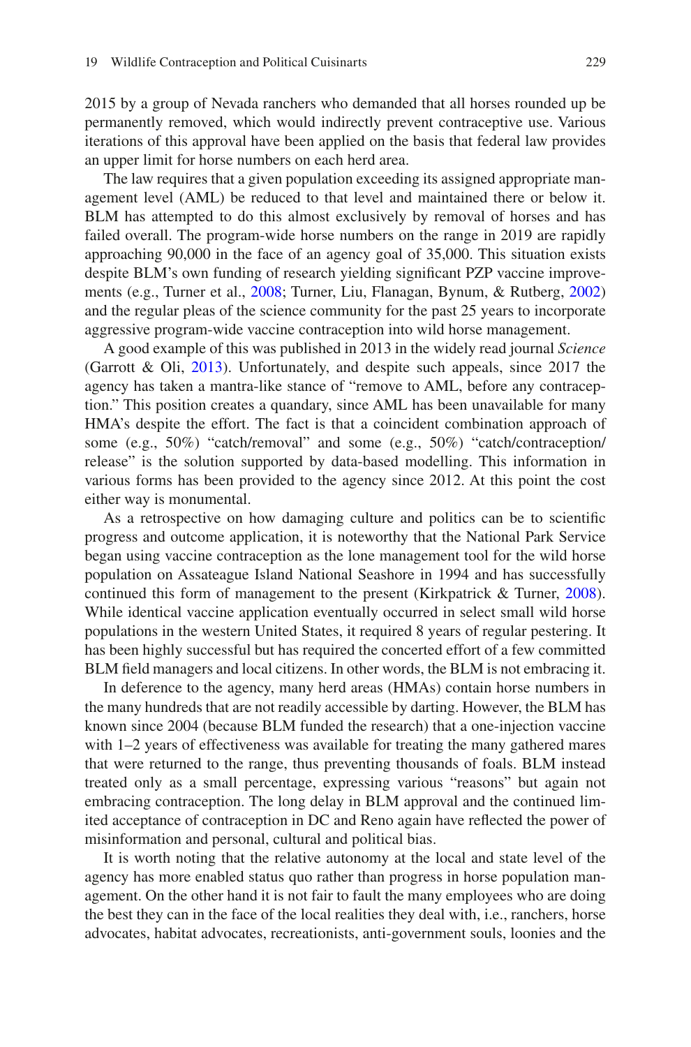2015 by a group of Nevada ranchers who demanded that all horses rounded up be permanently removed, which would indirectly prevent contraceptive use. Various iterations of this approval have been applied on the basis that federal law provides an upper limit for horse numbers on each herd area.

The law requires that a given population exceeding its assigned appropriate management level (AML) be reduced to that level and maintained there or below it. BLM has attempted to do this almost exclusively by removal of horses and has failed overall. The program-wide horse numbers on the range in 2019 are rapidly approaching 90,000 in the face of an agency goal of 35,000. This situation exists despite BLM's own funding of research yielding significant PZP vaccine improvements (e.g., Turner et al., 2008; Turner, Liu, Flanagan, Bynum, & Rutberg, 2002) and the regular pleas of the science community for the past 25 years to incorporate aggressive program-wide vaccine contraception into wild horse management.

A good example of this was published in 2013 in the widely read journal *Science* (Garrott & Oli, 2013). Unfortunately, and despite such appeals, since 2017 the agency has taken a mantra-like stance of "remove to AML, before any contraception." This position creates a quandary, since AML has been unavailable for many HMA's despite the effort. The fact is that a coincident combination approach of some (e.g., 50%) "catch/removal" and some (e.g., 50%) "catch/contraception/release" is the solution supported by data-based modelling. This information in various forms has been provided to the agency since 2012. At this point the cost either way is monumental.

As a retrospective on how damaging culture and politics can be to scientific progress and outcome application, it is noteworthy that the National Park Service began using vaccine contraception as the lone management tool for the wild horse population on Assateague Island National Seashore in 1994 and has successfully continued this form of management to the present (Kirkpatrick & Turner, 2008). While identical vaccine application eventually occurred in select small wild horse populations in the western United States, it required 8 years of regular pestering. It has been highly successful but has required the concerted effort of a few committed BLM field managers and local citizens. In other words, the BLM is not embracing it.

In deference to the agency, many herd areas (HMAs) contain horse numbers in the many hundreds that are not readily accessible by darting. However, the BLM has known since 2004 (because BLM funded the research) that a one-injection vaccine with 1–2 years of effectiveness was available for treating the many gathered mares that were returned to the range, thus preventing thousands of foals. BLM instead treated only as a small percentage, expressing various "reasons" but again not embracing contraception. The long delay in BLM approval and the continued limited acceptance of contraception in DC and Reno again have reflected the power of misinformation and personal, cultural and political bias.

It is worth noting that the relative autonomy at the local and state level of the agency has more enabled status quo rather than progress in horse population management. On the other hand it is not fair to fault the many employees who are doing the best they can in the face of the local realities they deal with, i.e., ranchers, horse advocates, habitat advocates, recreationists, anti-government souls, loonies and the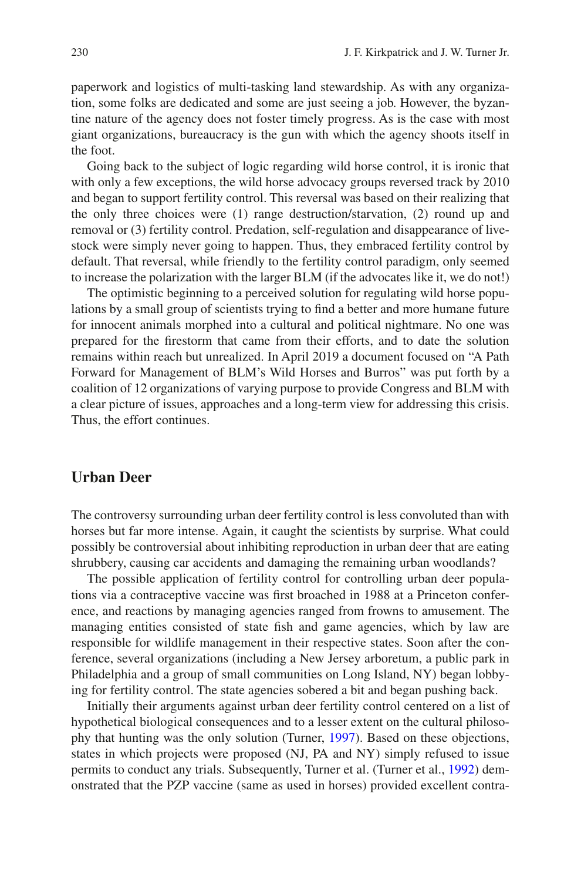paperwork and logistics of multi-tasking land stewardship. As with any organization, some folks are dedicated and some are just seeing a job. However, the byzantine nature of the agency does not foster timely progress. As is the case with most giant organizations, bureaucracy is the gun with which the agency shoots itself in the foot.

Going back to the subject of logic regarding wild horse control, it is ironic that with only a few exceptions, the wild horse advocacy groups reversed track by 2010 and began to support fertility control. This reversal was based on their realizing that the only three choices were (1) range destruction/starvation, (2) round up and removal or (3) fertility control. Predation, self-regulation and disappearance of livestock were simply never going to happen. Thus, they embraced fertility control by default. That reversal, while friendly to the fertility control paradigm, only seemed to increase the polarization with the larger BLM (if the advocates like it, we do not!)

The optimistic beginning to a perceived solution for regulating wild horse populations by a small group of scientists trying to find a better and more humane future for innocent animals morphed into a cultural and political nightmare. No one was prepared for the firestorm that came from their efforts, and to date the solution remains within reach but unrealized. In April 2019 a document focused on "A Path Forward for Management of BLM's Wild Horses and Burros" was put forth by a coalition of 12 organizations of varying purpose to provide Congress and BLM with a clear picture of issues, approaches and a long-term view for addressing this crisis. Thus, the effort continues.

## Urban Deer

The controversy surrounding urban deer fertility control is less convoluted than with horses but far more intense. Again, it caught the scientists by surprise. What could possibly be controversial about inhibiting reproduction in urban deer that are eating shrubbery, causing car accidents and damaging the remaining urban woodlands?

The possible application of fertility control for controlling urban deer populations via a contraceptive vaccine was first broached in 1988 at a Princeton conference, and reactions by managing agencies ranged from frowns to amusement. The managing entities consisted of state fish and game agencies, which by law are responsible for wildlife management in their respective states. Soon after the conference, several organizations (including a New Jersey arboretum, a public park in Philadelphia and a group of small communities on Long Island, NY) began lobbying for fertility control. The state agencies sobered a bit and began pushing back.

Initially their arguments against urban deer fertility control centered on a list of hypothetical biological consequences and to a lesser extent on the cultural philosophy that hunting was the only solution (Turner, 1997). Based on these objections, states in which projects were proposed (NJ, PA and NY) simply refused to issue permits to conduct any trials. Subsequently, Turner et al. (Turner et al., 1992) demonstrated that the PZP vaccine (same as used in horses) provided excellent contra-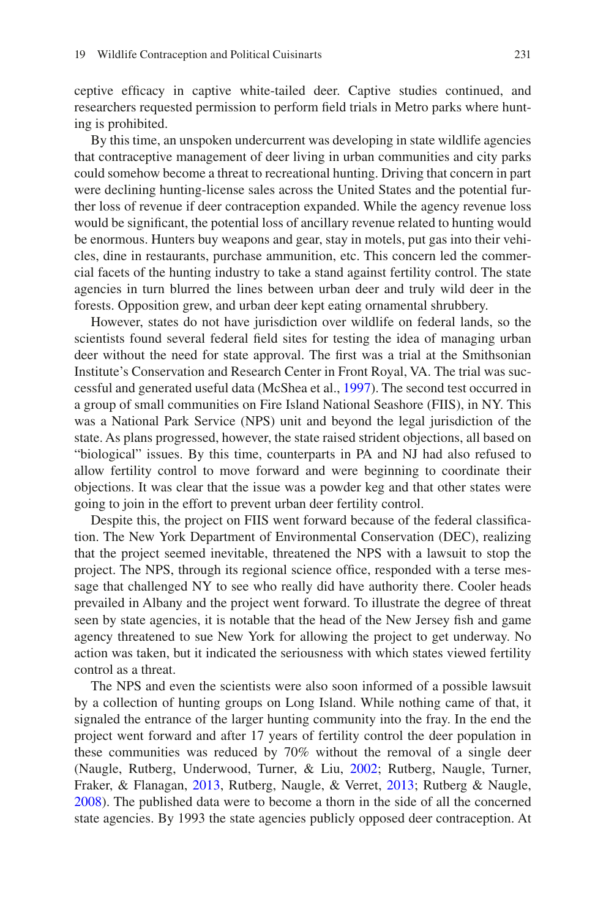ceptive efficacy in captive white-tailed deer. Captive studies continued, and researchers requested permission to perform field trials in Metro parks where hunting is prohibited.

By this time, an unspoken undercurrent was developing in state wildlife agencies that contraceptive management of deer living in urban communities and city parks could somehow become a threat to recreational hunting. Driving that concern in part were declining hunting-license sales across the United States and the potential further loss of revenue if deer contraception expanded. While the agency revenue loss would be significant, the potential loss of ancillary revenue related to hunting would be enormous. Hunters buy weapons and gear, stay in motels, put gas into their vehicles, dine in restaurants, purchase ammunition, etc. This concern led the commercial facets of the hunting industry to take a stand against fertility control. The state agencies in turn blurred the lines between urban deer and truly wild deer in the forests. Opposition grew, and urban deer kept eating ornamental shrubbery.

However, states do not have jurisdiction over wildlife on federal lands, so the scientists found several federal field sites for testing the idea of managing urban deer without the need for state approval. The first was a trial at the Smithsonian Institute's Conservation and Research Center in Front Royal, VA. The trial was successful and generated useful data (McShea et al., 1997). The second test occurred in a group of small communities on Fire Island National Seashore (FIIS), in NY. This was a National Park Service (NPS) unit and beyond the legal jurisdiction of the state. As plans progressed, however, the state raised strident objections, all based on "biological" issues. By this time, counterparts in PA and NJ had also refused to allow fertility control to move forward and were beginning to coordinate their objections. It was clear that the issue was a powder keg and that other states were going to join in the effort to prevent urban deer fertility control.

Despite this, the project on FIIS went forward because of the federal classification. The New York Department of Environmental Conservation (DEC), realizing that the project seemed inevitable, threatened the NPS with a lawsuit to stop the project. The NPS, through its regional science office, responded with a terse message that challenged NY to see who really did have authority there. Cooler heads prevailed in Albany and the project went forward. To illustrate the degree of threat seen by state agencies, it is notable that the head of the New Jersey fish and game agency threatened to sue New York for allowing the project to get underway. No action was taken, but it indicated the seriousness with which states viewed fertility control as a threat.

The NPS and even the scientists were also soon informed of a possible lawsuit by a collection of hunting groups on Long Island. While nothing came of that, it signaled the entrance of the larger hunting community into the fray. In the end the project went forward and after 17 years of fertility control the deer population in these communities was reduced by 70% without the removal of a single deer (Naugle, Rutberg, Underwood, Turner, & Liu, 2002; Rutberg, Naugle, Turner, Fraker, & Flanagan, 2013, Rutberg, Naugle, & Verret, 2013; Rutberg & Naugle, 2008). The published data were to become a thorn in the side of all the concerned state agencies. By 1993 the state agencies publicly opposed deer contraception. At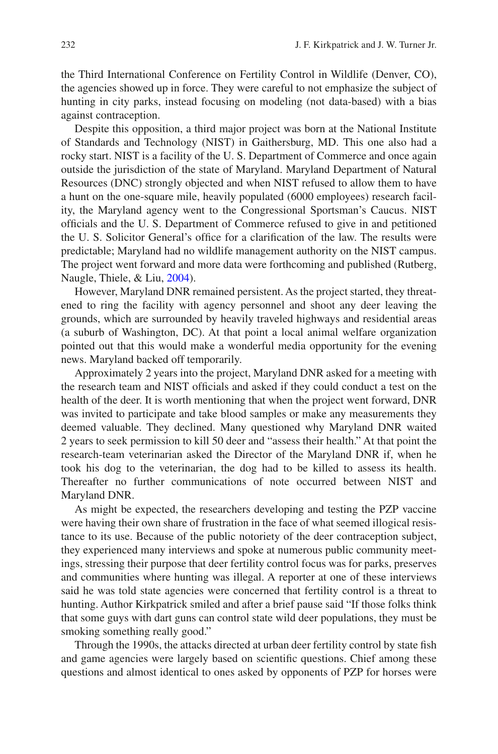the Third International Conference on Fertility Control in Wildlife (Denver, CO), the agencies showed up in force. They were careful to not emphasize the subject of hunting in city parks, instead focusing on modeling (not data-based) with a bias against contraception.

Despite this opposition, a third major project was born at the National Institute of Standards and Technology (NIST) in Gaithersburg, MD. This one also had a rocky start. NIST is a facility of the U. S. Department of Commerce and once again outside the jurisdiction of the state of Maryland. Maryland Department of Natural Resources (DNC) strongly objected and when NIST refused to allow them to have a hunt on the one-square mile, heavily populated (6000 employees) research facility, the Maryland agency went to the Congressional Sportsman's Caucus. NIST officials and the U. S. Department of Commerce refused to give in and petitioned the U. S. Solicitor General's office for a clarification of the law. The results were predictable; Maryland had no wildlife management authority on the NIST campus. The project went forward and more data were forthcoming and published (Rutberg, Naugle, Thiele, & Liu, 2004).

However, Maryland DNR remained persistent. As the project started, they threatened to ring the facility with agency personnel and shoot any deer leaving the grounds, which are surrounded by heavily traveled highways and residential areas (a suburb of Washington, DC). At that point a local animal welfare organization pointed out that this would make a wonderful media opportunity for the evening news. Maryland backed off temporarily.

Approximately 2 years into the project, Maryland DNR asked for a meeting with the research team and NIST officials and asked if they could conduct a test on the health of the deer. It is worth mentioning that when the project went forward, DNR was invited to participate and take blood samples or make any measurements they deemed valuable. They declined. Many questioned why Maryland DNR waited 2 years to seek permission to kill 50 deer and "assess their health." At that point the research-team veterinarian asked the Director of the Maryland DNR if, when he took his dog to the veterinarian, the dog had to be killed to assess its health. Thereafter no further communications of note occurred between NIST and Maryland DNR.

As might be expected, the researchers developing and testing the PZP vaccine were having their own share of frustration in the face of what seemed illogical resistance to its use. Because of the public notoriety of the deer contraception subject, they experienced many interviews and spoke at numerous public community meetings, stressing their purpose that deer fertility control focus was for parks, preserves and communities where hunting was illegal. A reporter at one of these interviews said he was told state agencies were concerned that fertility control is a threat to hunting. Author Kirkpatrick smiled and after a brief pause said "If those folks think that some guys with dart guns can control state wild deer populations, they must be smoking something really good."

Through the 1990s, the attacks directed at urban deer fertility control by state fish and game agencies were largely based on scientific questions. Chief among these questions and almost identical to ones asked by opponents of PZP for horses were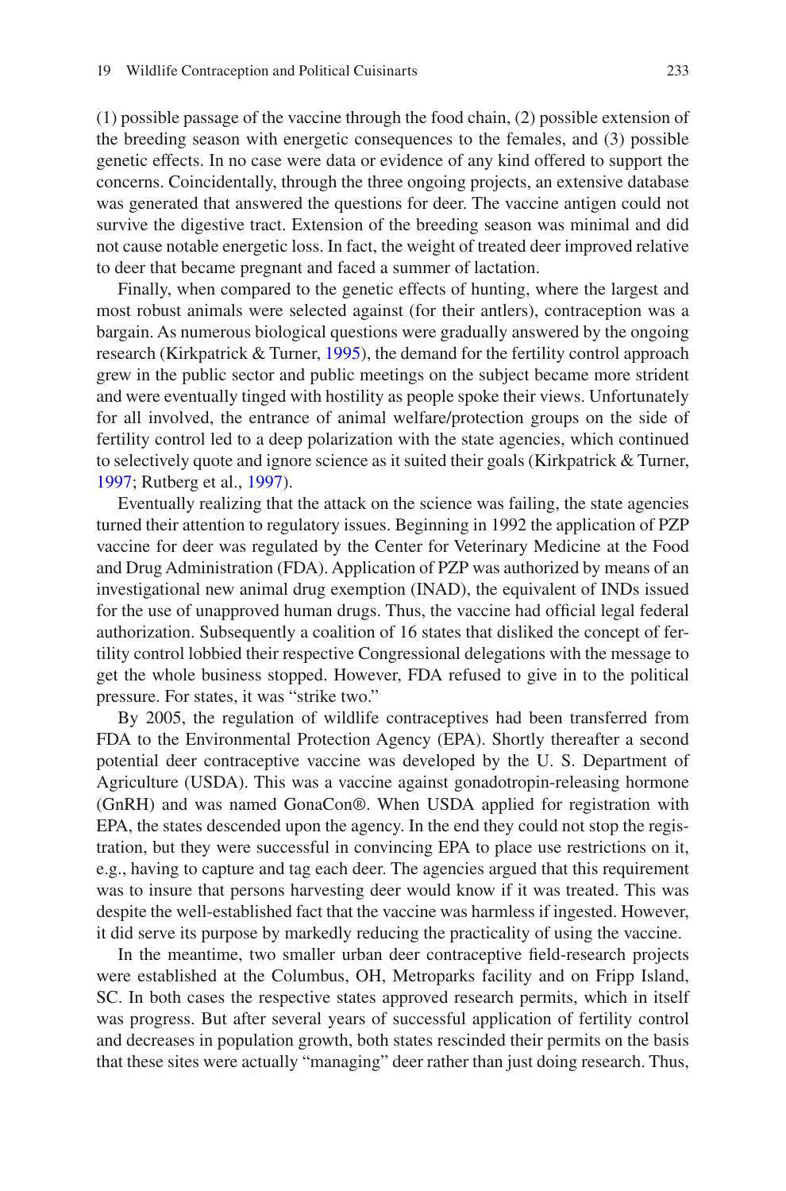(1) possible passage of the vaccine through the food chain, (2) possible extension of the breeding season with energetic consequences to the females, and (3) possible genetic effects. In no case were data or evidence of any kind offered to support the concerns. Coincidentally, through the three ongoing projects, an extensive database was generated that answered the questions for deer. The vaccine antigen could not survive the digestive tract. Extension of the breeding season was minimal and did not cause notable energetic loss. In fact, the weight of treated deer improved relative to deer that became pregnant and faced a summer of lactation.

Finally, when compared to the genetic effects of hunting, where the largest and most robust animals were selected against (for their antlers), contraception was a bargain. As numerous biological questions were gradually answered by the ongoing research (Kirkpatrick & Turner, 1995), the demand for the fertility control approach grew in the public sector and public meetings on the subject became more strident and were eventually tinged with hostility as people spoke their views. Unfortunately for all involved, the entrance of animal welfare/protection groups on the side of fertility control led to a deep polarization with the state agencies, which continued to selectively quote and ignore science as it suited their goals (Kirkpatrick & Turner, 1997; Rutberg et al., 1997).

Eventually realizing that the attack on the science was failing, the state agencies turned their attention to regulatory issues. Beginning in 1992 the application of PZP vaccine for deer was regulated by the Center for Veterinary Medicine at the Food and Drug Administration (FDA). Application of PZP was authorized by means of an investigational new animal drug exemption (INAD), the equivalent of INDs issued for the use of unapproved human drugs. Thus, the vaccine had official legal federal authorization. Subsequently a coalition of 16 states that disliked the concept of fertility control lobbied their respective Congressional delegations with the message to get the whole business stopped. However, FDA refused to give in to the political pressure. For states, it was "strike two."

By 2005, the regulation of wildlife contraceptives had been transferred from FDA to the Environmental Protection Agency (EPA). Shortly thereafter a second potential deer contraceptive vaccine was developed by the U. S. Department of Agriculture (USDA). This was a vaccine against gonadotropin-releasing hormone (GnRH) and was named GonaCon®. When USDA applied for registration with EPA, the states descended upon the agency. In the end they could not stop the registration, but they were successful in convincing EPA to place use restrictions on it, e.g., having to capture and tag each deer. The agencies argued that this requirement was to insure that persons harvesting deer would know if it was treated. This was despite the well-established fact that the vaccine was harmless if ingested. However, it did serve its purpose by markedly reducing the practicality of using the vaccine.

In the meantime, two smaller urban deer contraceptive field-research projects were established at the Columbus, OH, Metroparks facility and on Fripp Island, SC. In both cases the respective states approved research permits, which in itself was progress. But after several years of successful application of fertility control and decreases in population growth, both states rescinded their permits on the basis that these sites were actually "managing" deer rather than just doing research. Thus,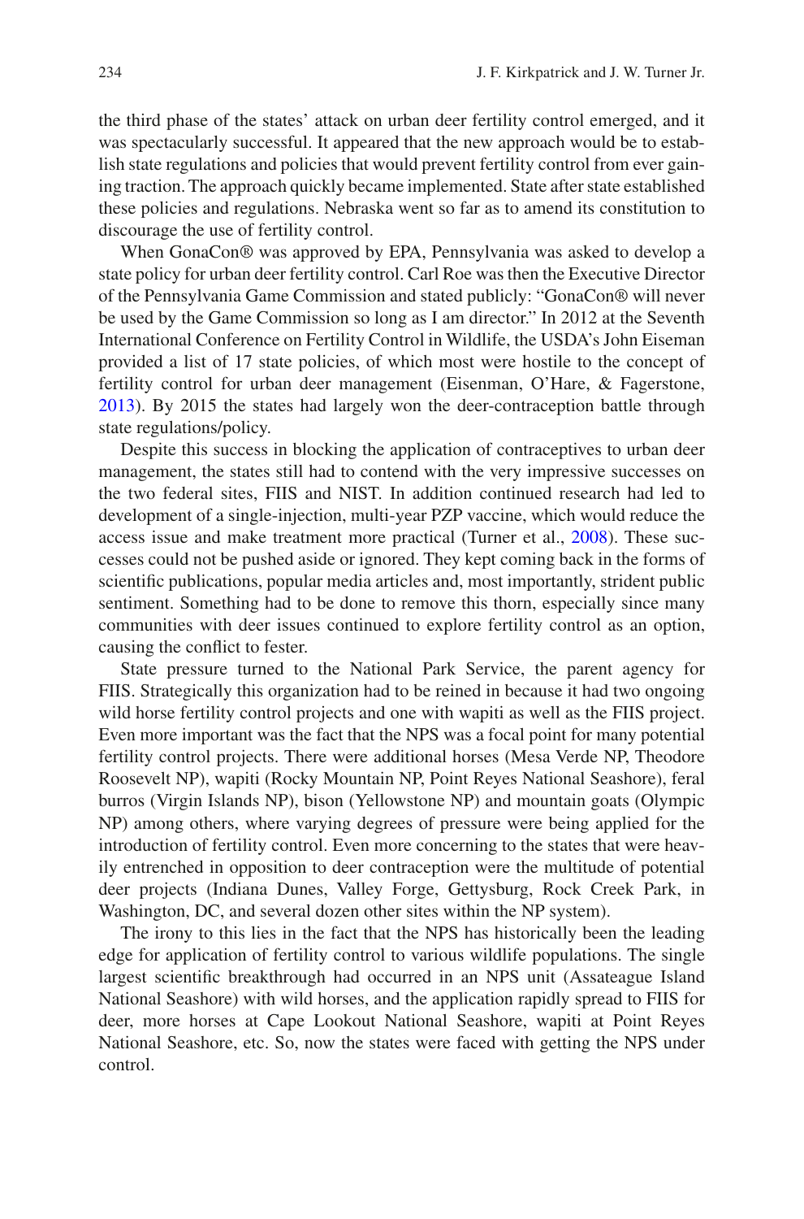the third phase of the states' attack on urban deer fertility control emerged, and it was spectacularly successful. It appeared that the new approach would be to establish state regulations and policies that would prevent fertility control from ever gaining traction. The approach quickly became implemented. State after state established these policies and regulations. Nebraska went so far as to amend its constitution to discourage the use of fertility control.

When GonaCon® was approved by EPA, Pennsylvania was asked to develop a state policy for urban deer fertility control. Carl Roe was then the Executive Director of the Pennsylvania Game Commission and stated publicly: "GonaCon® will never be used by the Game Commission so long as I am director." In 2012 at the Seventh International Conference on Fertility Control in Wildlife, the USDA's John Eiseman provided a list of 17 state policies, of which most were hostile to the concept of fertility control for urban deer management (Eisenman, O'Hare, & Fagerstone, 2013). By 2015 the states had largely won the deer-contraception battle through state regulations/policy.

Despite this success in blocking the application of contraceptives to urban deer management, the states still had to contend with the very impressive successes on the two federal sites, FIIS and NIST. In addition continued research had led to development of a single-injection, multi-year PZP vaccine, which would reduce the access issue and make treatment more practical (Turner et al., 2008). These successes could not be pushed aside or ignored. They kept coming back in the forms of scientific publications, popular media articles and, most importantly, strident public sentiment. Something had to be done to remove this thorn, especially since many communities with deer issues continued to explore fertility control as an option, causing the conflict to fester.

State pressure turned to the National Park Service, the parent agency for FIIS. Strategically this organization had to be reined in because it had two ongoing wild horse fertility control projects and one with wapiti as well as the FIIS project. Even more important was the fact that the NPS was a focal point for many potential fertility control projects. There were additional horses (Mesa Verde NP, Theodore Roosevelt NP), wapiti (Rocky Mountain NP, Point Reyes National Seashore), feral burros (Virgin Islands NP), bison (Yellowstone NP) and mountain goats (Olympic NP) among others, where varying degrees of pressure were being applied for the introduction of fertility control. Even more concerning to the states that were heavily entrenched in opposition to deer contraception were the multitude of potential deer projects (Indiana Dunes, Valley Forge, Gettysburg, Rock Creek Park, in Washington, DC, and several dozen other sites within the NP system).

The irony to this lies in the fact that the NPS has historically been the leading edge for application of fertility control to various wildlife populations. The single largest scientific breakthrough had occurred in an NPS unit (Assateague Island National Seashore) with wild horses, and the application rapidly spread to FIIS for deer, more horses at Cape Lookout National Seashore, wapiti at Point Reyes National Seashore, etc. So, now the states were faced with getting the NPS under control.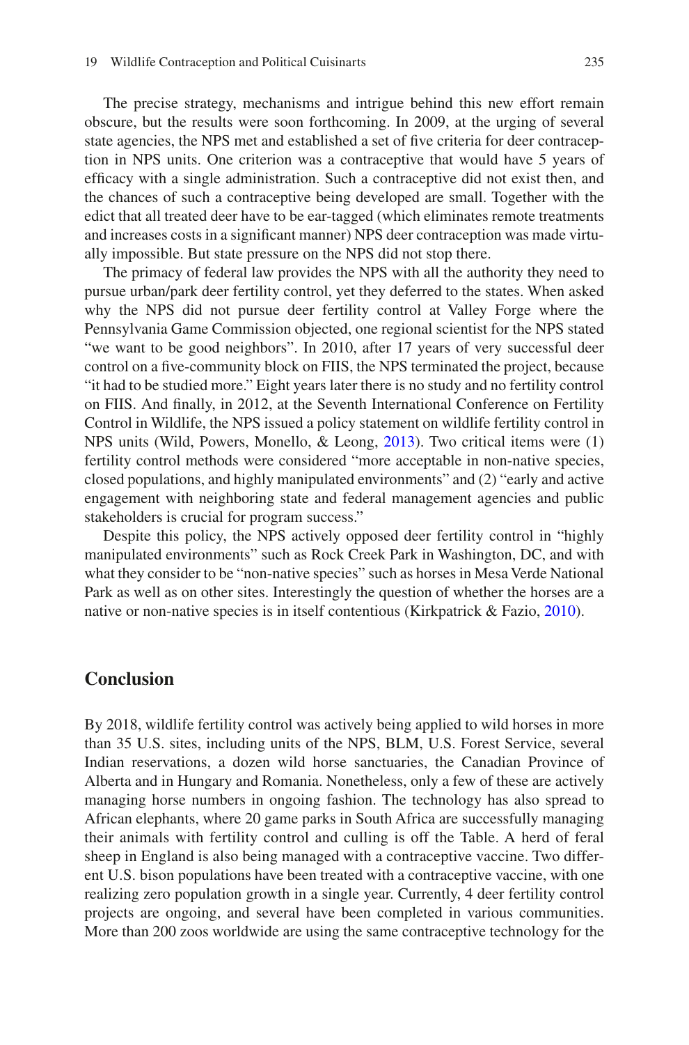The precise strategy, mechanisms and intrigue behind this new effort remain obscure, but the results were soon forthcoming. In 2009, at the urging of several state agencies, the NPS met and established a set of five criteria for deer contraception in NPS units. One criterion was a contraceptive that would have 5 years of efficacy with a single administration. Such a contraceptive did not exist then, and the chances of such a contraceptive being developed are small. Together with the edict that all treated deer have to be ear-tagged (which eliminates remote treatments and increases costs in a significant manner) NPS deer contraception was made virtually impossible. But state pressure on the NPS did not stop there.

The primacy of federal law provides the NPS with all the authority they need to pursue urban/park deer fertility control, yet they deferred to the states. When asked why the NPS did not pursue deer fertility control at Valley Forge where the Pennsylvania Game Commission objected, one regional scientist for the NPS stated "we want to be good neighbors". In 2010, after 17 years of very successful deer control on a five-community block on FIIS, the NPS terminated the project, because "it had to be studied more." Eight years later there is no study and no fertility control on FIIS. And finally, in 2012, at the Seventh International Conference on Fertility Control in Wildlife, the NPS issued a policy statement on wildlife fertility control in NPS units (Wild, Powers, Monello, & Leong, 2013). Two critical items were (1) fertility control methods were considered "more acceptable in non-native species, closed populations, and highly manipulated environments" and (2) "early and active engagement with neighboring state and federal management agencies and public stakeholders is crucial for program success."

Despite this policy, the NPS actively opposed deer fertility control in "highly manipulated environments" such as Rock Creek Park in Washington, DC, and with what they consider to be "non-native species" such as horses in Mesa Verde National Park as well as on other sites. Interestingly the question of whether the horses are a native or non-native species is in itself contentious (Kirkpatrick & Fazio, 2010).

## Conclusion

By 2018, wildlife fertility control was actively being applied to wild horses in more than 35 U.S. sites, including units of the NPS, BLM, U.S. Forest Service, several Indian reservations, a dozen wild horse sanctuaries, the Canadian Province of Alberta and in Hungary and Romania. Nonetheless, only a few of these are actively managing horse numbers in ongoing fashion. The technology has also spread to African elephants, where 20 game parks in South Africa are successfully managing their animals with fertility control and culling is off the Table. A herd of feral sheep in England is also being managed with a contraceptive vaccine. Two different U.S. bison populations have been treated with a contraceptive vaccine, with one realizing zero population growth in a single year. Currently, 4 deer fertility control projects are ongoing, and several have been completed in various communities. More than 200 zoos worldwide are using the same contraceptive technology for the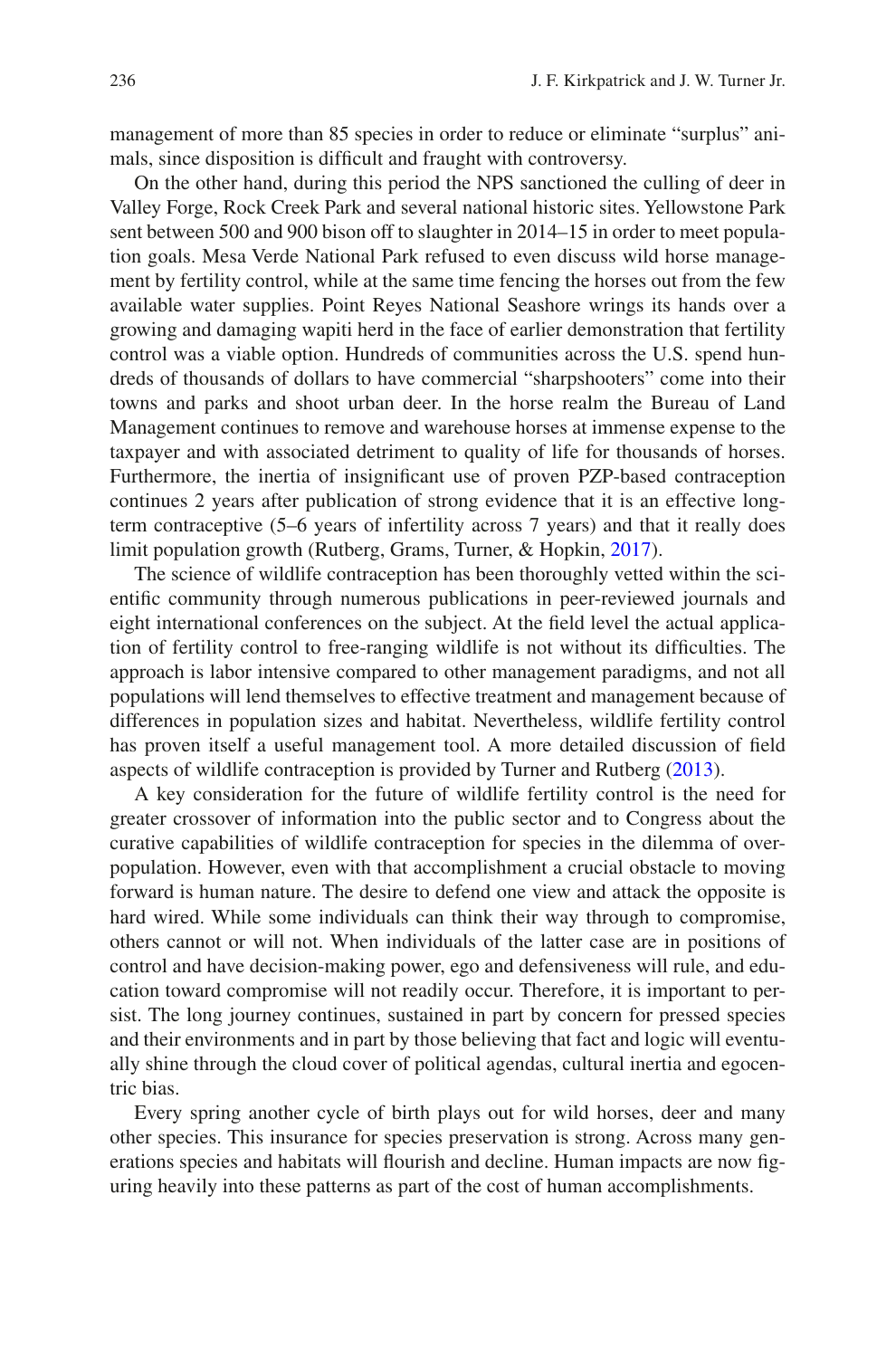management of more than 85 species in order to reduce or eliminate "surplus" animals, since disposition is difficult and fraught with controversy.

On the other hand, during this period the NPS sanctioned the culling of deer in Valley Forge, Rock Creek Park and several national historic sites. Yellowstone Park sent between 500 and 900 bison off to slaughter in 2014–15 in order to meet population goals. Mesa Verde National Park refused to even discuss wild horse management by fertility control, while at the same time fencing the horses out from the few available water supplies. Point Reyes National Seashore wrings its hands over a growing and damaging wapiti herd in the face of earlier demonstration that fertility control was a viable option. Hundreds of communities across the U.S. spend hundreds of thousands of dollars to have commercial "sharpshooters" come into their towns and parks and shoot urban deer. In the horse realm the Bureau of Land Management continues to remove and warehouse horses at immense expense to the taxpayer and with associated detriment to quality of life for thousands of horses. Furthermore, the inertia of insignificant use of proven PZP-based contraception continues 2 years after publication of strong evidence that it is an effective long-term contraceptive (5–6 years of infertility across 7 years) and that it really does limit population growth (Rutberg, Grams, Turner, & Hopkin, 2017).

The science of wildlife contraception has been thoroughly vetted within the scientific community through numerous publications in peer-reviewed journals and eight international conferences on the subject. At the field level the actual application of fertility control to free-ranging wildlife is not without its difficulties. The approach is labor intensive compared to other management paradigms, and not all populations will lend themselves to effective treatment and management because of differences in population sizes and habitat. Nevertheless, wildlife fertility control has proven itself a useful management tool. A more detailed discussion of field aspects of wildlife contraception is provided by Turner and Rutberg (2013).

A key consideration for the future of wildlife fertility control is the need for greater crossover of information into the public sector and to Congress about the curative capabilities of wildlife contraception for species in the dilemma of overpopulation. However, even with that accomplishment a crucial obstacle to moving forward is human nature. The desire to defend one view and attack the opposite is hard wired. While some individuals can think their way through to compromise, others cannot or will not. When individuals of the latter case are in positions of control and have decision-making power, ego and defensiveness will rule, and education toward compromise will not readily occur. Therefore, it is important to persist. The long journey continues, sustained in part by concern for pressed species and their environments and in part by those believing that fact and logic will eventually shine through the cloud cover of political agendas, cultural inertia and egocentric bias.

Every spring another cycle of birth plays out for wild horses, deer and many other species. This insurance for species preservation is strong. Across many generations species and habitats will flourish and decline. Human impacts are now figuring heavily into these patterns as part of the cost of human accomplishments.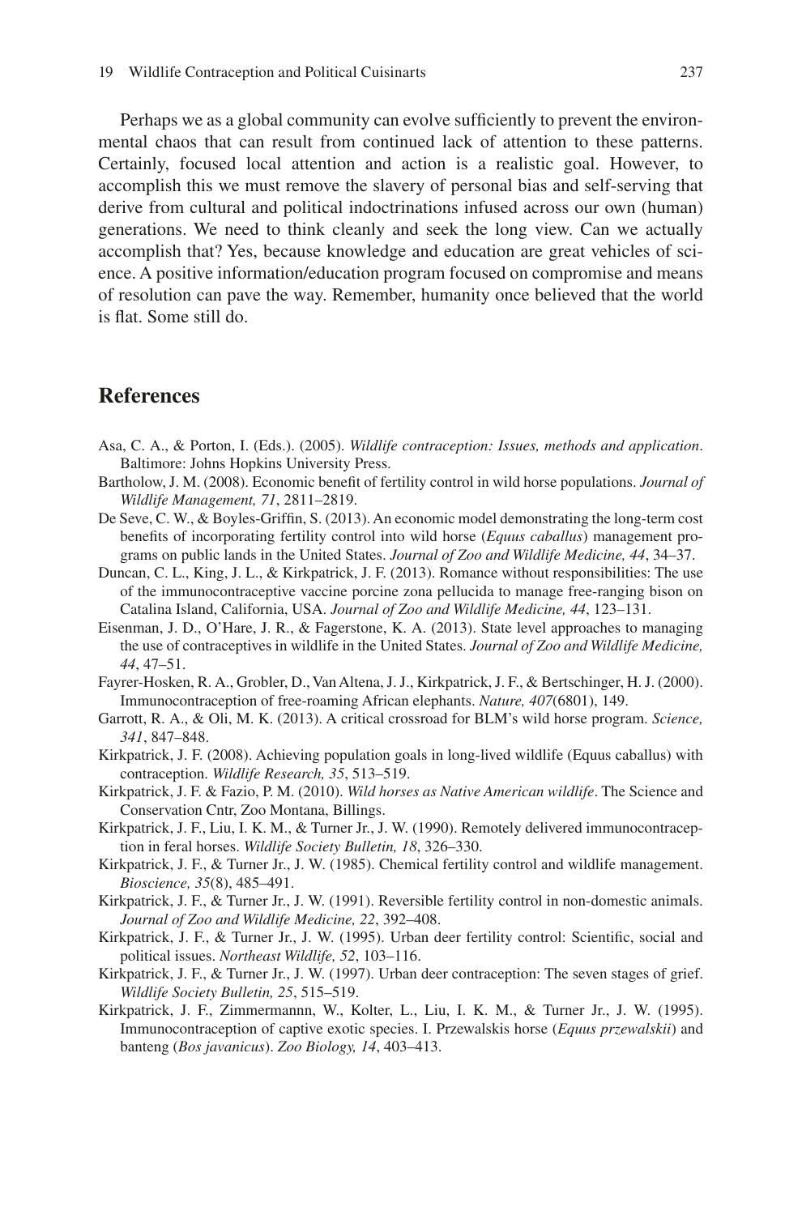Perhaps we as a global community can evolve sufficiently to prevent the environmental chaos that can result from continued lack of attention to these patterns. Certainly, focused local attention and action is a realistic goal. However, to accomplish this we must remove the slavery of personal bias and self-serving that derive from cultural and political indoctrinations infused across our own (human) generations. We need to think cleanly and seek the long view. Can we actually accomplish that? Yes, because knowledge and education are great vehicles of science. A positive information/education program focused on compromise and means of resolution can pave the way. Remember, humanity once believed that the world is flat. Some still do.

## References

Asa, C. A., & Porton, I. (Eds.). (2005). *Wildlife contraception: Issues, methods and application*. Baltimore: Johns Hopkins University Press.

Bartholow, J. M. (2008). Economic benefit of fertility control in wild horse populations. *Journal of Wildlife Management, 71*, 2811–2819.

De Seve, C. W., & Boyles-Griffin, S. (2013). An economic model demonstrating the long-term cost benefits of incorporating fertility control into wild horse (*Equus caballus*) management programs on public lands in the United States. *Journal of Zoo and Wildlife Medicine, 44*, 34–37.

Duncan, C. L., King, J. L., & Kirkpatrick, J. F. (2013). Romance without responsibilities: The use of the immunocontraceptive vaccine porcine zona pellucida to manage free-ranging bison on Catalina Island, California, USA. *Journal of Zoo and Wildlife Medicine, 44*, 123–131.

Eisenman, J. D., O'Hare, J. R., & Fagerstone, K. A. (2013). State level approaches to managing the use of contraceptives in wildlife in the United States. *Journal of Zoo and Wildlife Medicine, 44*, 47–51.

Fayrer-Hosken, R. A., Grobler, D., Van Altena, J. J., Kirkpatrick, J. F., & Bertschinger, H. J. (2000). Immunocontraception of free-roaming African elephants. *Nature, 407*(6801), 149.

Garrott, R. A., & Oli, M. K. (2013). A critical crossroad for BLM's wild horse program. *Science, 341*, 847–848.

Kirkpatrick, J. F. (2008). Achieving population goals in long-lived wildlife (Equus caballus) with contraception. *Wildlife Research, 35*, 513–519.

Kirkpatrick, J. F. & Fazio, P. M. (2010). *Wild horses as Native American wildlife*. The Science and Conservation Cntr, Zoo Montana, Billings.

Kirkpatrick, J. F., Liu, I. K. M., & Turner Jr., J. W. (1990). Remotely delivered immunocontraception in feral horses. *Wildlife Society Bulletin, 18*, 326–330.

Kirkpatrick, J. F., & Turner Jr., J. W. (1985). Chemical fertility control and wildlife management. *Bioscience, 35*(8), 485–491.

Kirkpatrick, J. F., & Turner Jr., J. W. (1991). Reversible fertility control in non-domestic animals. *Journal of Zoo and Wildlife Medicine, 22*, 392–408.

Kirkpatrick, J. F., & Turner Jr., J. W. (1995). Urban deer fertility control: Scientific, social and political issues. *Northeast Wildlife, 52*, 103–116.

Kirkpatrick, J. F., & Turner Jr., J. W. (1997). Urban deer contraception: The seven stages of grief. *Wildlife Society Bulletin, 25*, 515–519.

Kirkpatrick, J. F., Zimmermannn, W., Kolter, L., Liu, I. K. M., & Turner Jr., J. W. (1995). Immunocontraception of captive exotic species. I. Przewalskis horse (*Equus przewalskii*) and banteng (*Bos javanicus*). *Zoo Biology, 14*, 403–413.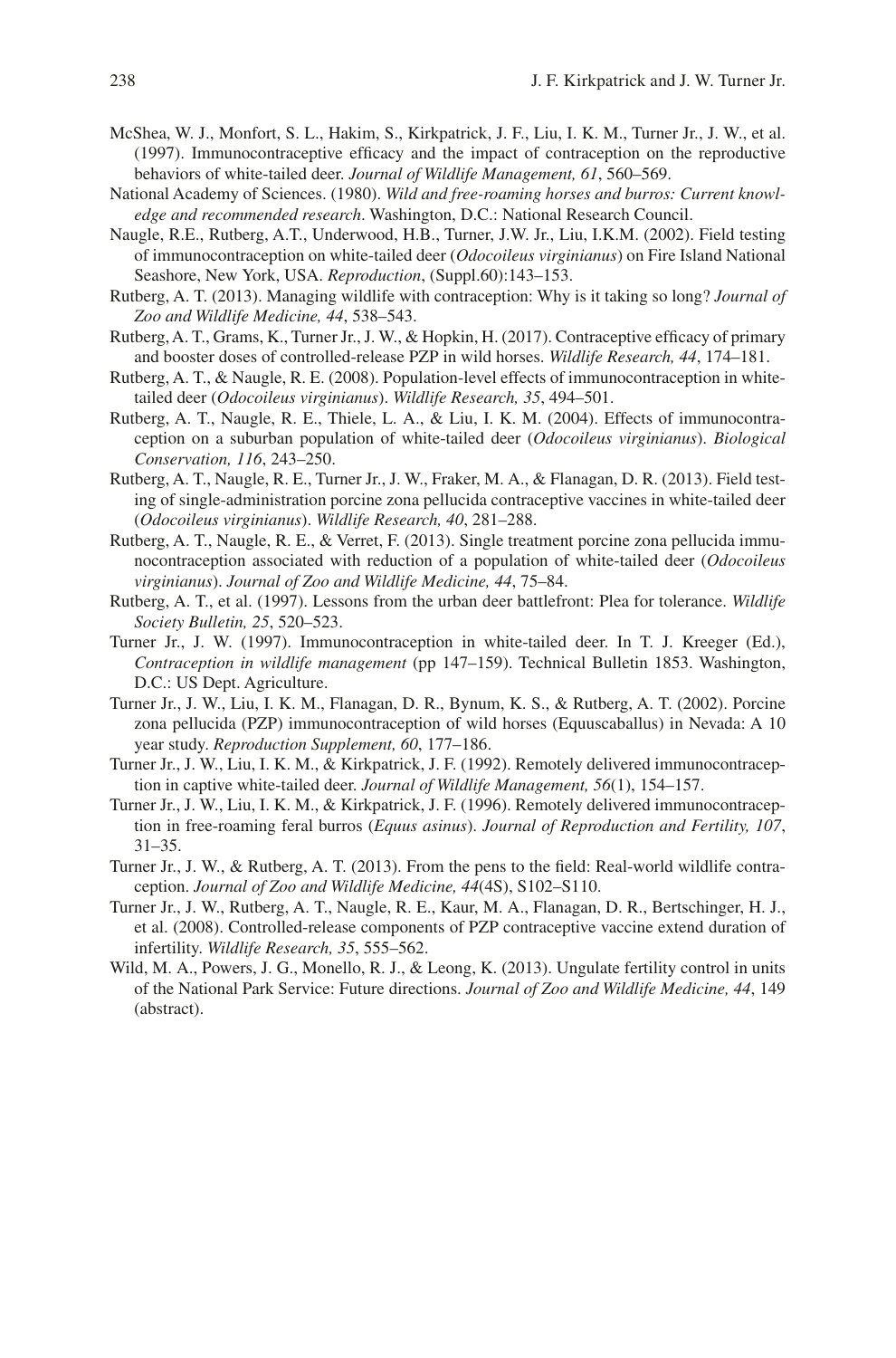McShea, W. J., Monfort, S. L., Hakim, S., Kirkpatrick, J. F., Liu, I. K. M., Turner Jr., J. W., et al. (1997). Immunocontraceptive efficacy and the impact of contraception on the reproductive behaviors of white-tailed deer. *Journal of Wildlife Management, 61*, 560–569.

National Academy of Sciences. (1980). *Wild and free-roaming horses and burros: Current knowledge and recommended research*. Washington, D.C.: National Research Council.

Naugle, R.E., Rutberg, A.T., Underwood, H.B., Turner, J.W. Jr., Liu, I.K.M. (2002). Field testing of immunocontraception on white-tailed deer (*Odocoileus virginianus*) on Fire Island National Seashore, New York, USA. *Reproduction*, (Suppl.60):143–153.

Rutberg, A. T. (2013). Managing wildlife with contraception: Why is it taking so long? *Journal of Zoo and Wildlife Medicine, 44*, 538–543.

Rutberg, A. T., Grams, K., Turner Jr., J. W., & Hopkin, H. (2017). Contraceptive efficacy of primary and booster doses of controlled-release PZP in wild horses. *Wildlife Research, 44*, 174–181.

Rutberg, A. T., & Naugle, R. E. (2008). Population-level effects of immunocontraception in white-tailed deer (*Odocoileus virginianus*). *Wildlife Research, 35*, 494–501.

Rutberg, A. T., Naugle, R. E., Thiele, L. A., & Liu, I. K. M. (2004). Effects of immunocontraception on a suburban population of white-tailed deer (*Odocoileus virginianus*). *Biological Conservation, 116*, 243–250.

Rutberg, A. T., Naugle, R. E., Turner Jr., J. W., Fraker, M. A., & Flanagan, D. R. (2013). Field testing of single-administration porcine zona pellucida contraceptive vaccines in white-tailed deer (*Odocoileus virginianus*). *Wildlife Research, 40*, 281–288.

Rutberg, A. T., Naugle, R. E., & Verret, F. (2013). Single treatment porcine zona pellucida immunocontraception associated with reduction of a population of white-tailed deer (*Odocoileus virginianus*). *Journal of Zoo and Wildlife Medicine, 44*, 75–84.

Rutberg, A. T., et al. (1997). Lessons from the urban deer battlefront: Plea for tolerance. *Wildlife Society Bulletin, 25*, 520–523.

Turner Jr., J. W. (1997). Immunocontraception in white-tailed deer. In T. J. Kreeger (Ed.), *Contraception in wildlife management* (pp 147–159). Technical Bulletin 1853. Washington, D.C.: US Dept. Agriculture.

Turner Jr., J. W., Liu, I. K. M., Flanagan, D. R., Bynum, K. S., & Rutberg, A. T. (2002). Porcine zona pellucida (PZP) immunocontraception of wild horses (Equuscaballus) in Nevada: A 10 year study. *Reproduction Supplement, 60*, 177–186.

Turner Jr., J. W., Liu, I. K. M., & Kirkpatrick, J. F. (1992). Remotely delivered immunocontraception in captive white-tailed deer. *Journal of Wildlife Management, 56*(1), 154–157.

Turner Jr., J. W., Liu, I. K. M., & Kirkpatrick, J. F. (1996). Remotely delivered immunocontraception in free-roaming feral burros (*Equus asinus*). *Journal of Reproduction and Fertility, 107*, 31–35.

Turner Jr., J. W., & Rutberg, A. T. (2013). From the pens to the field: Real-world wildlife contraception. *Journal of Zoo and Wildlife Medicine, 44*(4S), S102–S110.

Turner Jr., J. W., Rutberg, A. T., Naugle, R. E., Kaur, M. A., Flanagan, D. R., Bertschinger, H. J., et al. (2008). Controlled-release components of PZP contraceptive vaccine extend duration of infertility. *Wildlife Research, 35*, 555–562.

Wild, M. A., Powers, J. G., Monello, R. J., & Leong, K. (2013). Ungulate fertility control in units of the National Park Service: Future directions. *Journal of Zoo and Wildlife Medicine, 44*, 149 (abstract).